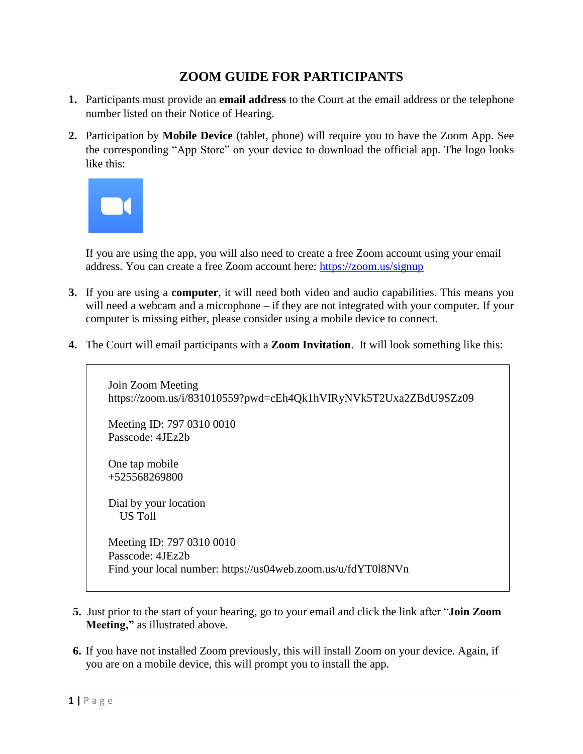# ZOOM GUIDE FOR PARTICIPANTS

1. Participants must provide an **email address** to the Court at the email address or the telephone number listed on their Notice of Hearing.

2. Participation by **Mobile Device** (tablet, phone) will require you to have the Zoom App. See the corresponding "App Store" on your device to download the official app. The logo looks like this:

   If you are using the app, you will also need to create a free Zoom account using your email address. You can create a free Zoom account here: https://zoom.us/signup

3. If you are using a **computer**, it will need both video and audio capabilities. This means you will need a webcam and a microphone – if they are not integrated with your computer. If your computer is missing either, please consider using a mobile device to connect.

4. The Court will email participants with a **Zoom Invitation**. It will look something like this:

```
Join Zoom Meeting
https://zoom.us/i/831010559?pwd=cEh4Qk1hVIRyNVk5T2Uxa2ZBdU9SZz09

Meeting ID: 797 0310 0010
Passcode: 4JEz2b

One tap mobile
+525568269800

Dial by your location
   US Toll

Meeting ID: 797 0310 0010
Passcode: 4JEz2b
Find your local number: https://us04web.zoom.us/u/fdYT0l8NVn
```

5. Just prior to the start of your hearing, go to your email and click the link after "**Join Zoom Meeting,"** as illustrated above.

6. If you have not installed Zoom previously, this will install Zoom on your device. Again, if you are on a mobile device, this will prompt you to install the app.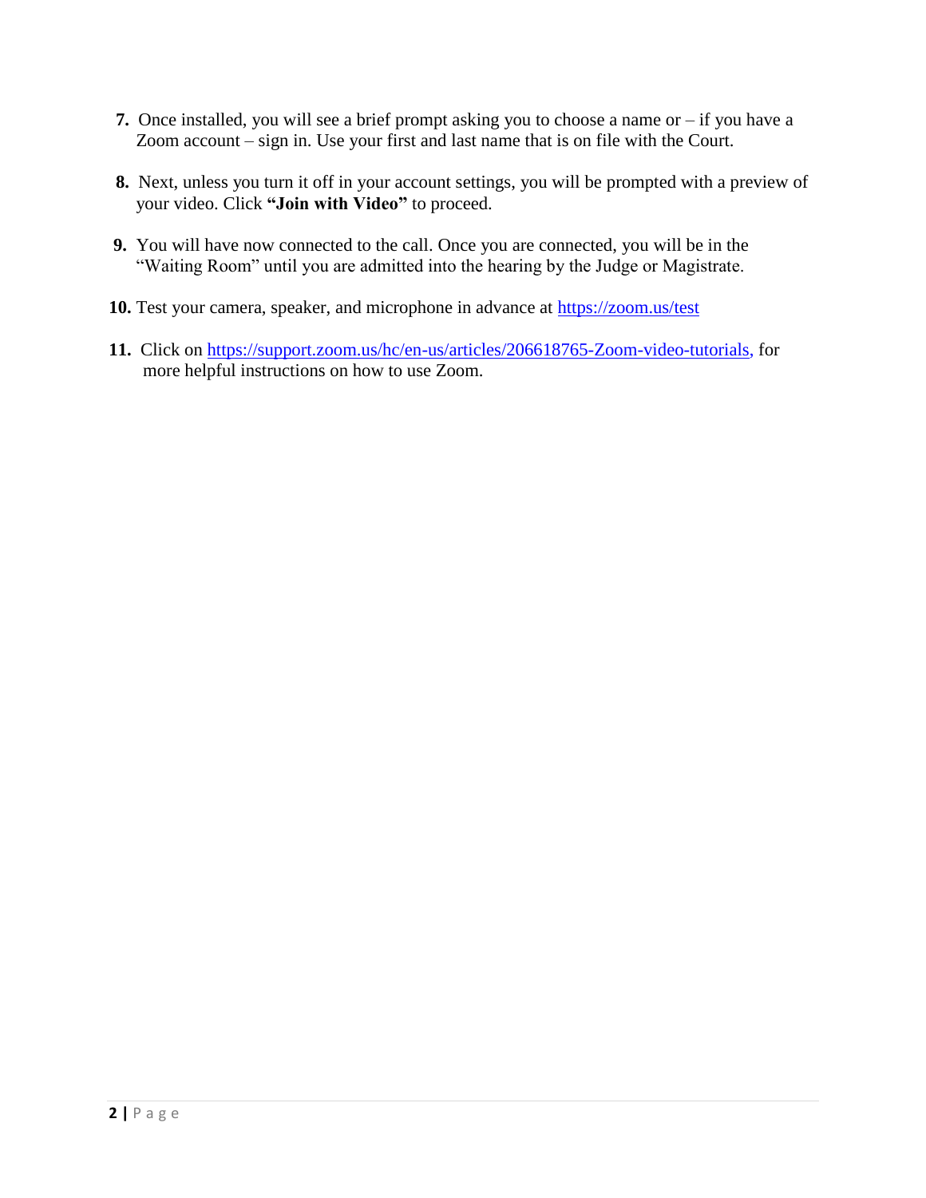7. Once installed, you will see a brief prompt asking you to choose a name or – if you have a Zoom account – sign in. Use your first and last name that is on file with the Court.

8. Next, unless you turn it off in your account settings, you will be prompted with a preview of your video. Click **"Join with Video"** to proceed.

9. You will have now connected to the call. Once you are connected, you will be in the "Waiting Room" until you are admitted into the hearing by the Judge or Magistrate.

10. Test your camera, speaker, and microphone in advance at https://zoom.us/test

11. Click on https://support.zoom.us/hc/en-us/articles/206618765-Zoom-video-tutorials, for more helpful instructions on how to use Zoom.